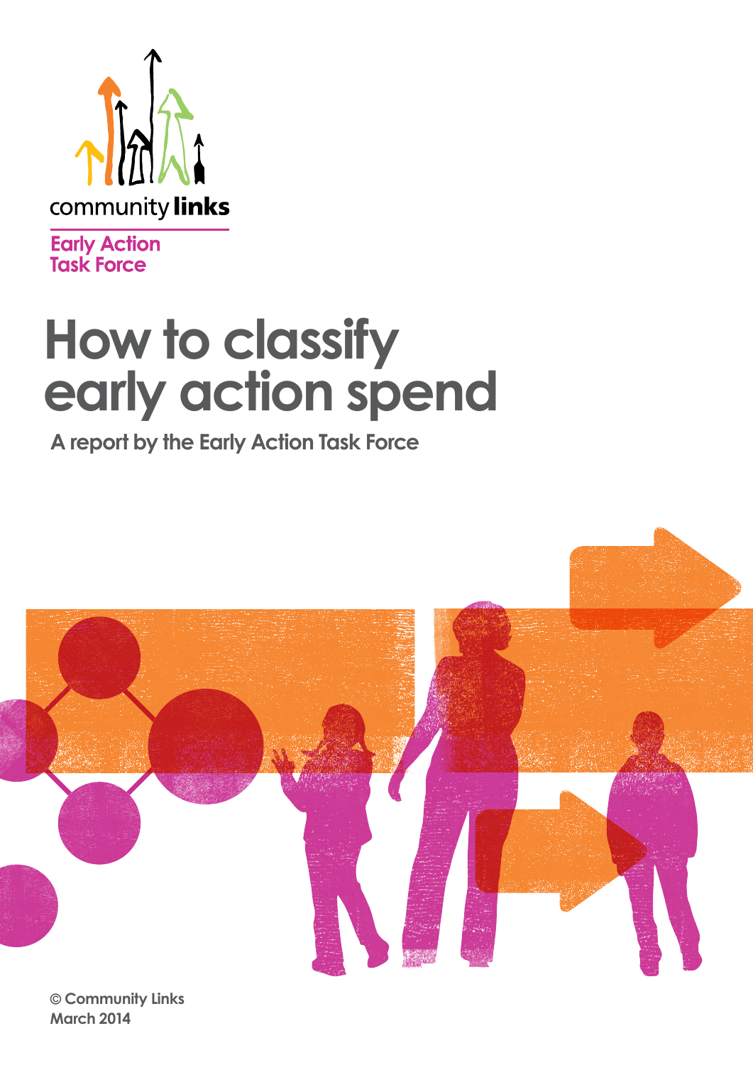community **links**

Early Action
Task Force

# How to classify early action spend

A report by the Early Action Task Force

© Community Links
March 2014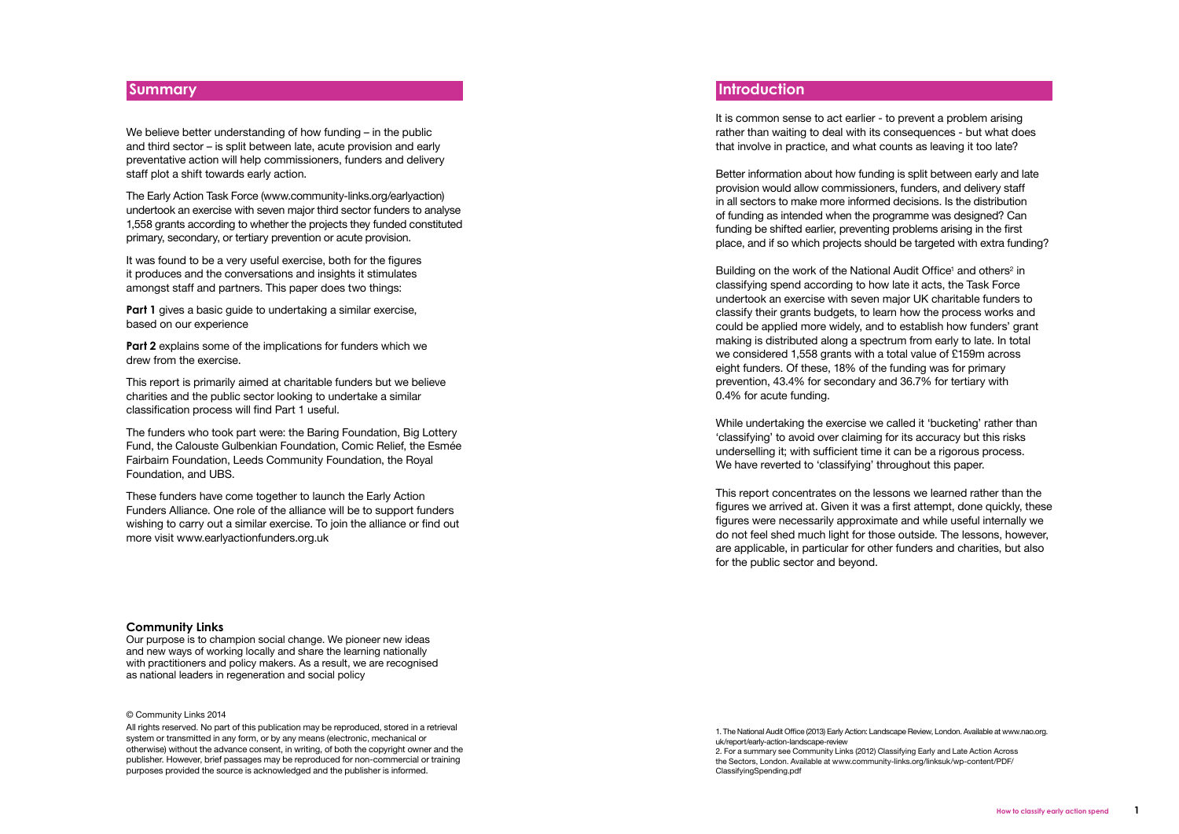## Summary

We believe better understanding of how funding – in the public and third sector – is split between late, acute provision and early preventative action will help commissioners, funders and delivery staff plot a shift towards early action.

The Early Action Task Force (www.community-links.org/earlyaction) undertook an exercise with seven major third sector funders to analyse 1,558 grants according to whether the projects they funded constituted primary, secondary, or tertiary prevention or acute provision.

It was found to be a very useful exercise, both for the figures it produces and the conversations and insights it stimulates amongst staff and partners. This paper does two things:

**Part 1** gives a basic guide to undertaking a similar exercise, based on our experience

**Part 2** explains some of the implications for funders which we drew from the exercise.

This report is primarily aimed at charitable funders but we believe charities and the public sector looking to undertake a similar classification process will find Part 1 useful.

The funders who took part were: the Baring Foundation, Big Lottery Fund, the Calouste Gulbenkian Foundation, Comic Relief, the Esmée Fairbairn Foundation, Leeds Community Foundation, the Royal Foundation, and UBS.

These funders have come together to launch the Early Action Funders Alliance. One role of the alliance will be to support funders wishing to carry out a similar exercise. To join the alliance or find out more visit www.earlyactionfunders.org.uk

**Community Links**

Our purpose is to champion social change. We pioneer new ideas and new ways of working locally and share the learning nationally with practitioners and policy makers. As a result, we are recognised as national leaders in regeneration and social policy

© Community Links 2014

All rights reserved. No part of this publication may be reproduced, stored in a retrieval system or transmitted in any form, or by any means (electronic, mechanical or otherwise) without the advance consent, in writing, of both the copyright owner and the publisher. However, brief passages may be reproduced for non-commercial or training purposes provided the source is acknowledged and the publisher is informed.

## Introduction

It is common sense to act earlier - to prevent a problem arising rather than waiting to deal with its consequences - but what does that involve in practice, and what counts as leaving it too late?

Better information about how funding is split between early and late provision would allow commissioners, funders, and delivery staff in all sectors to make more informed decisions. Is the distribution of funding as intended when the programme was designed? Can funding be shifted earlier, preventing problems arising in the first place, and if so which projects should be targeted with extra funding?

Building on the work of the National Audit Office[1] and others[2] in classifying spend according to how late it acts, the Task Force undertook an exercise with seven major UK charitable funders to classify their grants budgets, to learn how the process works and could be applied more widely, and to establish how funders' grant making is distributed along a spectrum from early to late. In total we considered 1,558 grants with a total value of £159m across eight funders. Of these, 18% of the funding was for primary prevention, 43.4% for secondary and 36.7% for tertiary with 0.4% for acute funding.

While undertaking the exercise we called it 'bucketing' rather than 'classifying' to avoid over claiming for its accuracy but this risks underselling it; with sufficient time it can be a rigorous process. We have reverted to 'classifying' throughout this paper.

This report concentrates on the lessons we learned rather than the figures we arrived at. Given it was a first attempt, done quickly, these figures were necessarily approximate and while useful internally we do not feel shed much light for those outside. The lessons, however, are applicable, in particular for other funders and charities, but also for the public sector and beyond.

1. The National Audit Office (2013) Early Action: Landscape Review, London. Available at www.nao.org.uk/report/early-action-landscape-review

2. For a summary see Community Links (2012) Classifying Early and Late Action Across the Sectors, London. Available at www.community-links.org/linksuk/wp-content/PDF/ClassifyingSpending.pdf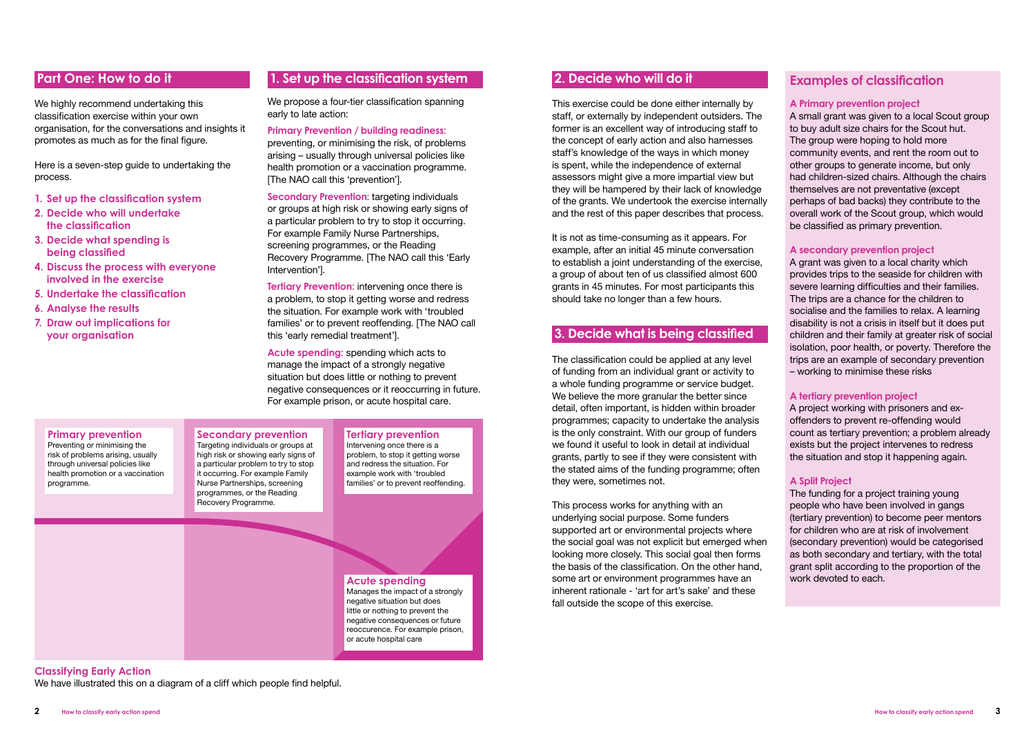## Part One: How to do it

We highly recommend undertaking this classification exercise within your own organisation, for the conversations and insights it promotes as much as for the final figure.

Here is a seven-step guide to undertaking the process.

1. **Set up the classification system**
2. **Decide who will undertake the classification**
3. **Decide what spending is being classified**
4. **Discuss the process with everyone involved in the exercise**
5. **Undertake the classification**
6. **Analyse the results**
7. **Draw out implications for your organisation**

## 1. Set up the classification system

We propose a four-tier classification spanning early to late action:

**Primary Prevention / building readiness:** preventing, or minimising the risk, of problems arising – usually through universal policies like health promotion or a vaccination programme. [The NAO call this 'prevention'].

**Secondary Prevention:** targeting individuals or groups at high risk or showing early signs of a particular problem to try to stop it occurring. For example Family Nurse Partnerships, screening programmes, or the Reading Recovery Programme. [The NAO call this 'Early Intervention'].

**Tertiary Prevention:** intervening once there is a problem, to stop it getting worse and redress the situation. For example work with 'troubled families' or to prevent reoffending. [The NAO call this 'early remedial treatment'].

**Acute spending:** spending which acts to manage the impact of a strongly negative situation but does little or nothing to prevent negative consequences or it reoccurring in future. For example prison, or acute hospital care.

**Primary prevention**
Preventing or minimising the risk of problems arising, usually through universal policies like health promotion or a vaccination programme.

**Secondary prevention**
Targeting individuals or groups at high risk or showing early signs of a particular problem to try to stop it occurring. For example Family Nurse Partnerships, screening programmes, or the Reading Recovery Programme.

**Tertiary prevention**
Intervening once there is a problem, to stop it getting worse and redress the situation. For example work with 'troubled families' or to prevent reoffending.

**Acute spending**
Manages the impact of a strongly negative situation but does little or nothing to prevent the negative consequences or future reoccurence. For example prison, or acute hospital care

**Classifying Early Action**
We have illustrated this on a diagram of a cliff which people find helpful.

## 2. Decide who will do it

This exercise could be done either internally by staff, or externally by independent outsiders. The former is an excellent way of introducing staff to the concept of early action and also harnesses staff's knowledge of the ways in which money is spent, while the independence of external assessors might give a more impartial view but they will be hampered by their lack of knowledge of the grants. We undertook the exercise internally and the rest of this paper describes that process.

It is not as time-consuming as it appears. For example, after an initial 45 minute conversation to establish a joint understanding of the exercise, a group of about ten of us classified almost 600 grants in 45 minutes. For most participants this should take no longer than a few hours.

## 3. Decide what is being classified

The classification could be applied at any level of funding from an individual grant or activity to a whole funding programme or service budget. We believe the more granular the better since detail, often important, is hidden within broader programmes; capacity to undertake the analysis is the only constraint. With our group of funders we found it useful to look in detail at individual grants, partly to see if they were consistent with the stated aims of the funding programme; often they were, sometimes not.

This process works for anything with an underlying social purpose. Some funders supported art or environmental projects where the social goal was not explicit but emerged when looking more closely. This social goal then forms the basis of the classification. On the other hand, some art or environment programmes have an inherent rationale - 'art for art's sake' and these fall outside the scope of this exercise.

## Examples of classification

**A Primary prevention project**
A small grant was given to a local Scout group to buy adult size chairs for the Scout hut. The group were hoping to hold more community events, and rent the room out to other groups to generate income, but only had children-sized chairs. Although the chairs themselves are not preventative (except perhaps of bad backs) they contribute to the overall work of the Scout group, which would be classified as primary prevention.

**A secondary prevention project**
A grant was given to a local charity which provides trips to the seaside for children with severe learning difficulties and their families. The trips are a chance for the children to socialise and the families to relax. A learning disability is not a crisis in itself but it does put children and their family at greater risk of social isolation, poor health, or poverty. Therefore the trips are an example of secondary prevention – working to minimise these risks

**A tertiary prevention project**
A project working with prisoners and ex-offenders to prevent re-offending would count as tertiary prevention; a problem already exists but the project intervenes to redress the situation and stop it happening again.

**A Split Project**
The funding for a project training young people who have been involved in gangs (tertiary prevention) to become peer mentors for children who are at risk of involvement (secondary prevention) would be categorised as both secondary and tertiary, with the total grant split according to the proportion of the work devoted to each.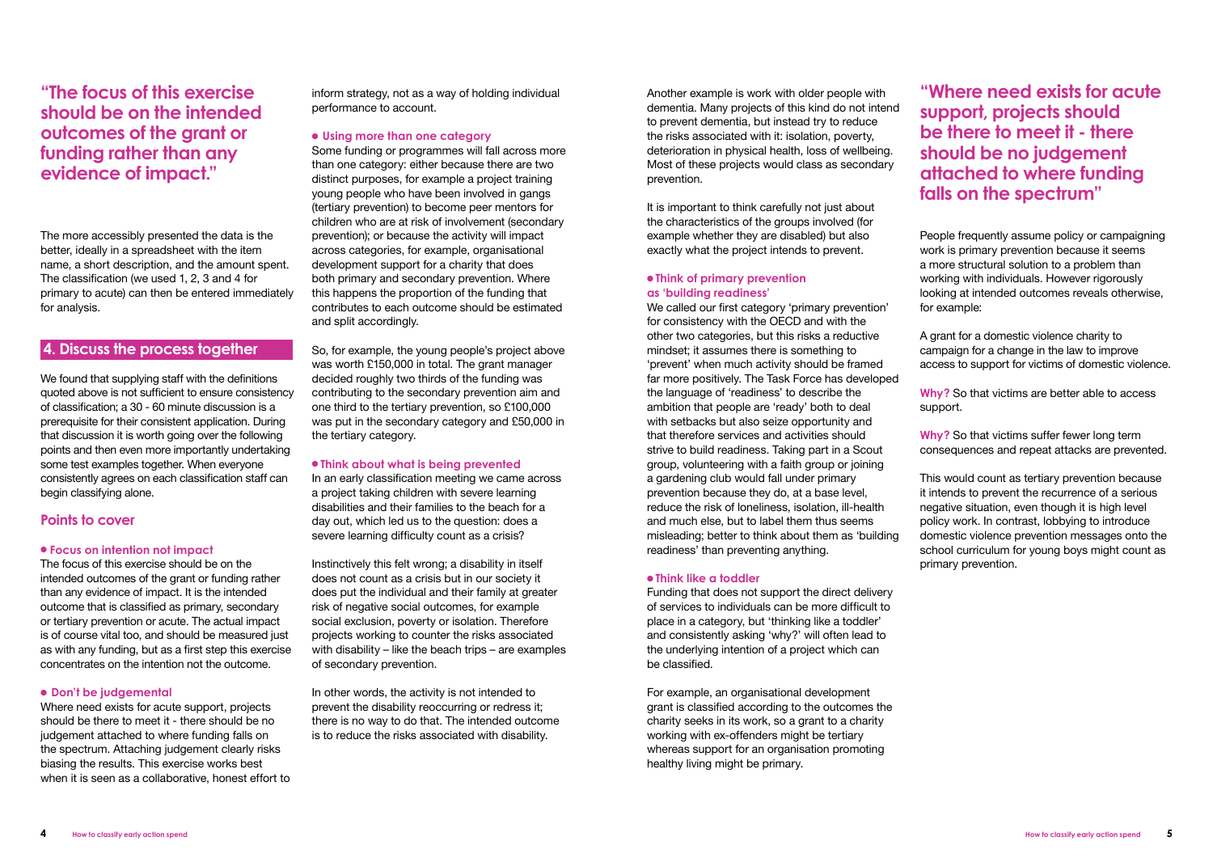> "The focus of this exercise should be on the intended outcomes of the grant or funding rather than any evidence of impact."

The more accessibly presented the data is the better, ideally in a spreadsheet with the item name, a short description, and the amount spent. The classification (we used 1, 2, 3 and 4 for primary to acute) can then be entered immediately for analysis.

## 4. Discuss the process together

We found that supplying staff with the definitions quoted above is not sufficient to ensure consistency of classification; a 30 - 60 minute discussion is a prerequisite for their consistent application. During that discussion it is worth going over the following points and then even more importantly undertaking some test examples together. When everyone consistently agrees on each classification staff can begin classifying alone.

### Points to cover

**• Focus on intention not impact**

The focus of this exercise should be on the intended outcomes of the grant or funding rather than any evidence of impact. It is the intended outcome that is classified as primary, secondary or tertiary prevention or acute. The actual impact is of course vital too, and should be measured just as with any funding, but as a first step this exercise concentrates on the intention not the outcome.

**• Don't be judgemental**

Where need exists for acute support, projects should be there to meet it - there should be no judgement attached to where funding falls on the spectrum. Attaching judgement clearly risks biasing the results. This exercise works best when it is seen as a collaborative, honest effort to inform strategy, not as a way of holding individual performance to account.

**• Using more than one category**

Some funding or programmes will fall across more than one category: either because there are two distinct purposes, for example a project training young people who have been involved in gangs (tertiary prevention) to become peer mentors for children who are at risk of involvement (secondary prevention); or because the activity will impact across categories, for example, organisational development support for a charity that does both primary and secondary prevention. Where this happens the proportion of the funding that contributes to each outcome should be estimated and split accordingly.

So, for example, the young people's project above was worth £150,000 in total. The grant manager decided roughly two thirds of the funding was contributing to the secondary prevention aim and one third to the tertiary prevention, so £100,000 was put in the secondary category and £50,000 in the tertiary category.

**• Think about what is being prevented**

In an early classification meeting we came across a project taking children with severe learning disabilities and their families to the beach for a day out, which led us to the question: does a severe learning difficulty count as a crisis?

Instinctively this felt wrong; a disability in itself does not count as a crisis but in our society it does put the individual and their family at greater risk of negative social outcomes, for example social exclusion, poverty or isolation. Therefore projects working to counter the risks associated with disability – like the beach trips – are examples of secondary prevention.

In other words, the activity is not intended to prevent the disability reoccurring or redress it; there is no way to do that. The intended outcome is to reduce the risks associated with disability.

Another example is work with older people with dementia. Many projects of this kind do not intend to prevent dementia, but instead try to reduce the risks associated with it: isolation, poverty, deterioration in physical health, loss of wellbeing. Most of these projects would class as secondary prevention.

It is important to think carefully not just about the characteristics of the groups involved (for example whether they are disabled) but also exactly what the project intends to prevent.

**• Think of primary prevention as 'building readiness'**

We called our first category 'primary prevention' for consistency with the OECD and with the other two categories, but this risks a reductive mindset; it assumes there is something to 'prevent' when much activity should be framed far more positively. The Task Force has developed the language of 'readiness' to describe the ambition that people are 'ready' both to deal with setbacks but also seize opportunity and that therefore services and activities should strive to build readiness. Taking part in a Scout group, volunteering with a faith group or joining a gardening club would fall under primary prevention because they do, at a base level, reduce the risk of loneliness, isolation, ill-health and much else, but to label them thus seems misleading; better to think about them as 'building readiness' than preventing anything.

**• Think like a toddler**

Funding that does not support the direct delivery of services to individuals can be more difficult to place in a category, but 'thinking like a toddler' and consistently asking 'why?' will often lead to the underlying intention of a project which can be classified.

For example, an organisational development grant is classified according to the outcomes the charity seeks in its work, so a grant to a charity working with ex-offenders might be tertiary whereas support for an organisation promoting healthy living might be primary.

> "Where need exists for acute support, projects should be there to meet it - there should be no judgement attached to where funding falls on the spectrum"

People frequently assume policy or campaigning work is primary prevention because it seems a more structural solution to a problem than working with individuals. However rigorously looking at intended outcomes reveals otherwise, for example:

A grant for a domestic violence charity to campaign for a change in the law to improve access to support for victims of domestic violence.

**Why?** So that victims are better able to access support.

**Why?** So that victims suffer fewer long term consequences and repeat attacks are prevented.

This would count as tertiary prevention because it intends to prevent the recurrence of a serious negative situation, even though it is high level policy work. In contrast, lobbying to introduce domestic violence prevention messages onto the school curriculum for young boys might count as primary prevention.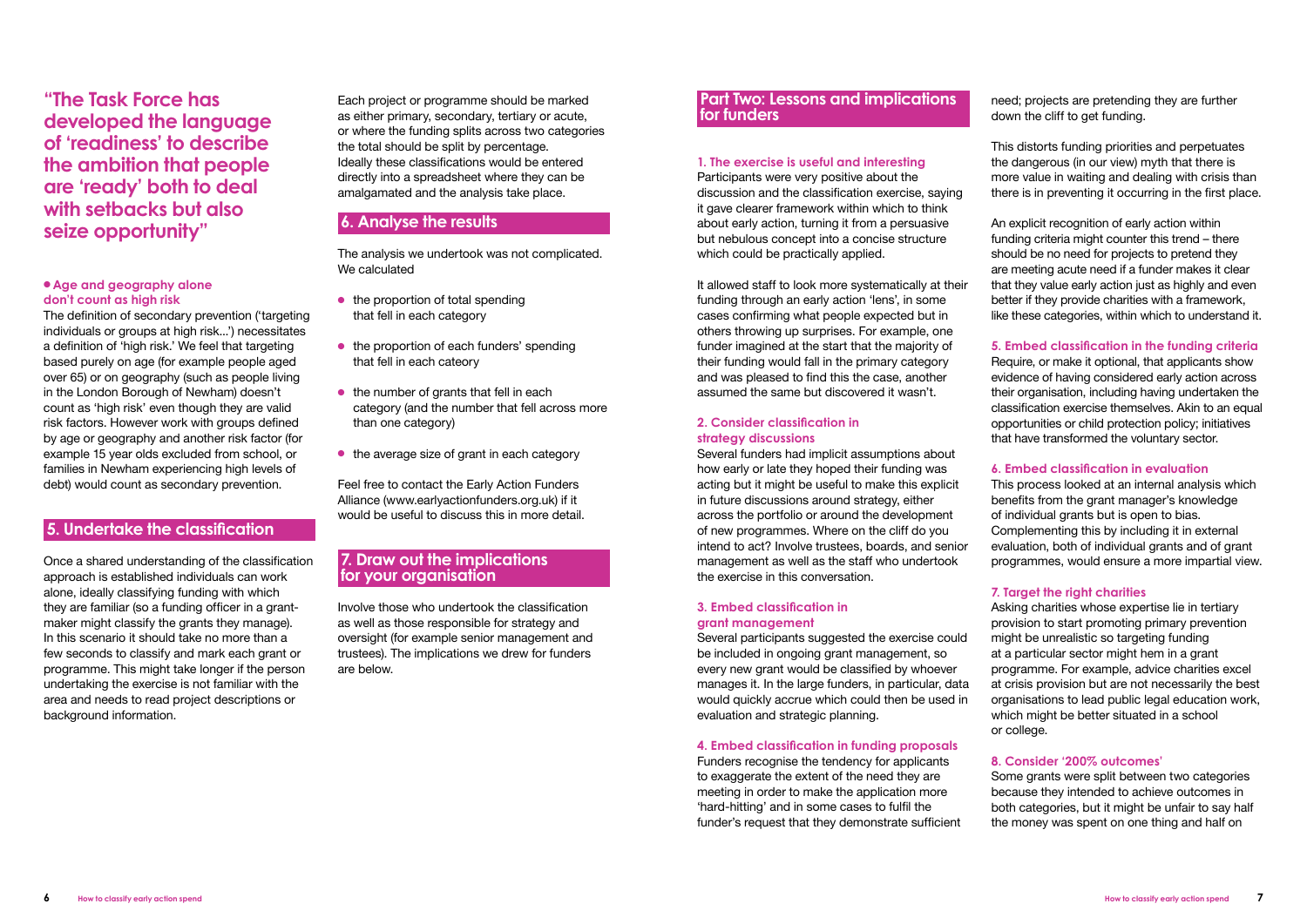> **"The Task Force has developed the language of 'readiness' to describe the ambition that people are 'ready' both to deal with setbacks but also seize opportunity"**

- **Age and geography alone don't count as high risk**

The definition of secondary prevention ('targeting individuals or groups at high risk...') necessitates a definition of 'high risk.' We feel that targeting based purely on age (for example people aged over 65) or on geography (such as people living in the London Borough of Newham) doesn't count as 'high risk' even though they are valid risk factors. However work with groups defined by age or geography and another risk factor (for example 15 year olds excluded from school, or families in Newham experiencing high levels of debt) would count as secondary prevention.

## 5. Undertake the classification

Once a shared understanding of the classification approach is established individuals can work alone, ideally classifying funding with which they are familiar (so a funding officer in a grant-maker might classify the grants they manage). In this scenario it should take no more than a few seconds to classify and mark each grant or programme. This might take longer if the person undertaking the exercise is not familiar with the area and needs to read project descriptions or background information.

Each project or programme should be marked as either primary, secondary, tertiary or acute, or where the funding splits across two categories the total should be split by percentage. Ideally these classifications would be entered directly into a spreadsheet where they can be amalgamated and the analysis take place.

## 6. Analyse the results

The analysis we undertook was not complicated. We calculated

- the proportion of total spending that fell in each category
- the proportion of each funders' spending that fell in each cateory
- the number of grants that fell in each category (and the number that fell across more than one category)
- the average size of grant in each category

Feel free to contact the Early Action Funders Alliance (www.earlyactionfunders.org.uk) if it would be useful to discuss this in more detail.

## 7. Draw out the implications for your organisation

Involve those who undertook the classification as well as those responsible for strategy and oversight (for example senior management and trustees). The implications we drew for funders are below.

## Part Two: Lessons and implications for funders

### 1. The exercise is useful and interesting

Participants were very positive about the discussion and the classification exercise, saying it gave clearer framework within which to think about early action, turning it from a persuasive but nebulous concept into a concise structure which could be practically applied.

It allowed staff to look more systematically at their funding through an early action 'lens', in some cases confirming what people expected but in others throwing up surprises. For example, one funder imagined at the start that the majority of their funding would fall in the primary category and was pleased to find this the case, another assumed the same but discovered it wasn't.

### 2. Consider classification in strategy discussions

Several funders had implicit assumptions about how early or late they hoped their funding was acting but it might be useful to make this explicit in future discussions around strategy, either across the portfolio or around the development of new programmes. Where on the cliff do you intend to act? Involve trustees, boards, and senior management as well as the staff who undertook the exercise in this conversation.

### 3. Embed classification in grant management

Several participants suggested the exercise could be included in ongoing grant management, so every new grant would be classified by whoever manages it. In the large funders, in particular, data would quickly accrue which could then be used in evaluation and strategic planning.

### 4. Embed classification in funding proposals

Funders recognise the tendency for applicants to exaggerate the extent of the need they are meeting in order to make the application more 'hard-hitting' and in some cases to fulfil the funder's request that they demonstrate sufficient need; projects are pretending they are further down the cliff to get funding.

This distorts funding priorities and perpetuates the dangerous (in our view) myth that there is more value in waiting and dealing with crisis than there is in preventing it occurring in the first place.

An explicit recognition of early action within funding criteria might counter this trend – there should be no need for projects to pretend they are meeting acute need if a funder makes it clear that they value early action just as highly and even better if they provide charities with a framework, like these categories, within which to understand it.

### 5. Embed classification in the funding criteria

Require, or make it optional, that applicants show evidence of having considered early action across their organisation, including having undertaken the classification exercise themselves. Akin to an equal opportunities or child protection policy; initiatives that have transformed the voluntary sector.

### 6. Embed classification in evaluation

This process looked at an internal analysis which benefits from the grant manager's knowledge of individual grants but is open to bias. Complementing this by including it in external evaluation, both of individual grants and of grant programmes, would ensure a more impartial view.

### 7. Target the right charities

Asking charities whose expertise lie in tertiary provision to start promoting primary prevention might be unrealistic so targeting funding at a particular sector might hem in a grant programme. For example, advice charities excel at crisis provision but are not necessarily the best organisations to lead public legal education work, which might be better situated in a school or college.

### 8. Consider '200% outcomes'

Some grants were split between two categories because they intended to achieve outcomes in both categories, but it might be unfair to say half the money was spent on one thing and half on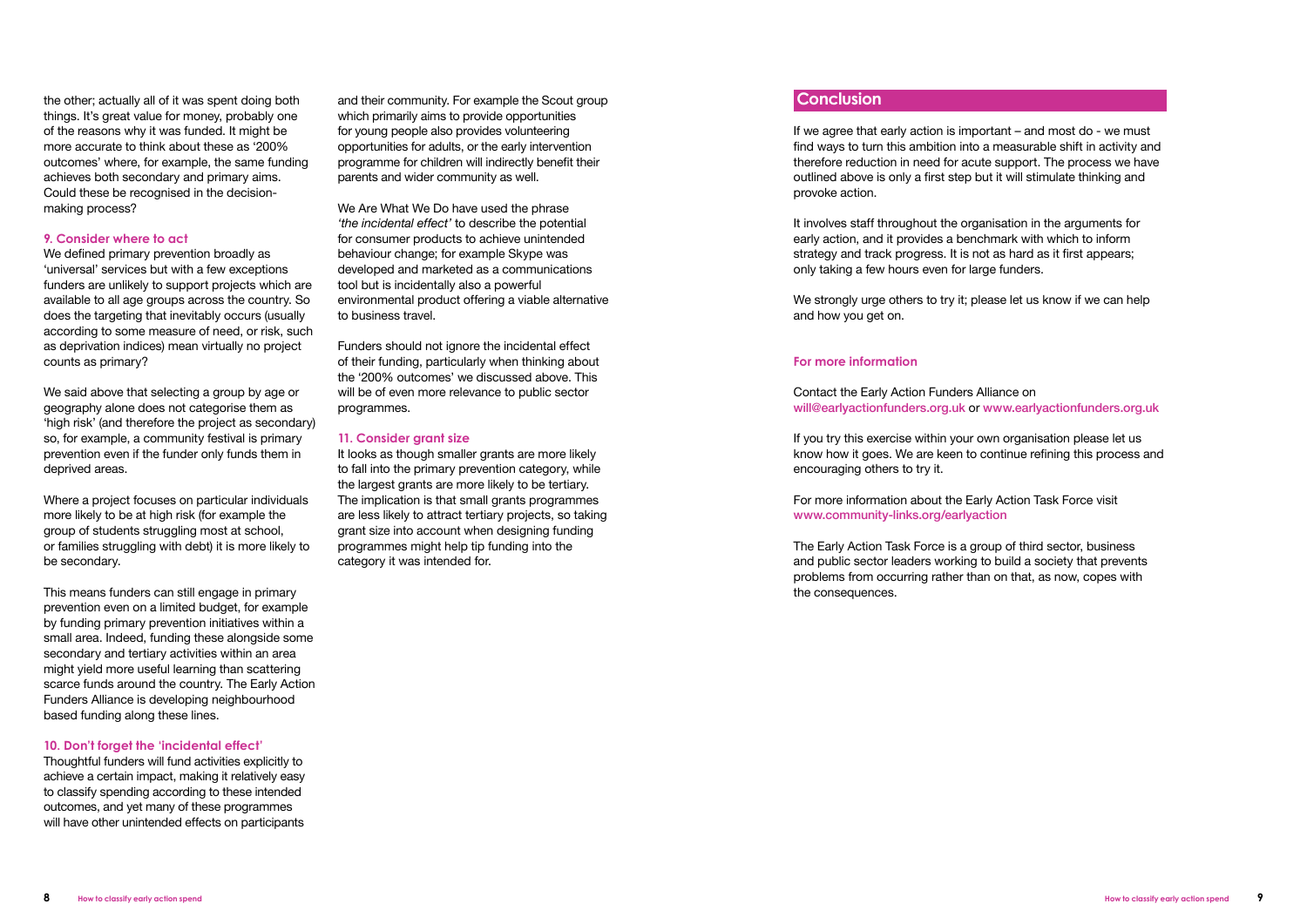the other; actually all of it was spent doing both things. It's great value for money, probably one of the reasons why it was funded. It might be more accurate to think about these as '200% outcomes' where, for example, the same funding achieves both secondary and primary aims. Could these be recognised in the decision-making process?

### 9. Consider where to act

We defined primary prevention broadly as 'universal' services but with a few exceptions funders are unlikely to support projects which are available to all age groups across the country. So does the targeting that inevitably occurs (usually according to some measure of need, or risk, such as deprivation indices) mean virtually no project counts as primary?

We said above that selecting a group by age or geography alone does not categorise them as 'high risk' (and therefore the project as secondary) so, for example, a community festival is primary prevention even if the funder only funds them in deprived areas.

Where a project focuses on particular individuals more likely to be at high risk (for example the group of students struggling most at school, or families struggling with debt) it is more likely to be secondary.

This means funders can still engage in primary prevention even on a limited budget, for example by funding primary prevention initiatives within a small area. Indeed, funding these alongside some secondary and tertiary activities within an area might yield more useful learning than scattering scarce funds around the country. The Early Action Funders Alliance is developing neighbourhood based funding along these lines.

### 10. Don't forget the 'incidental effect'

Thoughtful funders will fund activities explicitly to achieve a certain impact, making it relatively easy to classify spending according to these intended outcomes, and yet many of these programmes will have other unintended effects on participants and their community. For example the Scout group which primarily aims to provide opportunities for young people also provides volunteering opportunities for adults, or the early intervention programme for children will indirectly benefit their parents and wider community as well.

We Are What We Do have used the phrase *'the incidental effect'* to describe the potential for consumer products to achieve unintended behaviour change; for example Skype was developed and marketed as a communications tool but is incidentally also a powerful environmental product offering a viable alternative to business travel.

Funders should not ignore the incidental effect of their funding, particularly when thinking about the '200% outcomes' we discussed above. This will be of even more relevance to public sector programmes.

### 11. Consider grant size

It looks as though smaller grants are more likely to fall into the primary prevention category, while the largest grants are more likely to be tertiary. The implication is that small grants programmes are less likely to attract tertiary projects, so taking grant size into account when designing funding programmes might help tip funding into the category it was intended for.

## Conclusion

If we agree that early action is important – and most do - we must find ways to turn this ambition into a measurable shift in activity and therefore reduction in need for acute support. The process we have outlined above is only a first step but it will stimulate thinking and provoke action.

It involves staff throughout the organisation in the arguments for early action, and it provides a benchmark with which to inform strategy and track progress. It is not as hard as it first appears; only taking a few hours even for large funders.

We strongly urge others to try it; please let us know if we can help and how you get on.

### For more information

Contact the Early Action Funders Alliance on will@earlyactionfunders.org.uk or www.earlyactionfunders.org.uk

If you try this exercise within your own organisation please let us know how it goes. We are keen to continue refining this process and encouraging others to try it.

For more information about the Early Action Task Force visit www.community-links.org/earlyaction

The Early Action Task Force is a group of third sector, business and public sector leaders working to build a society that prevents problems from occurring rather than on that, as now, copes with the consequences.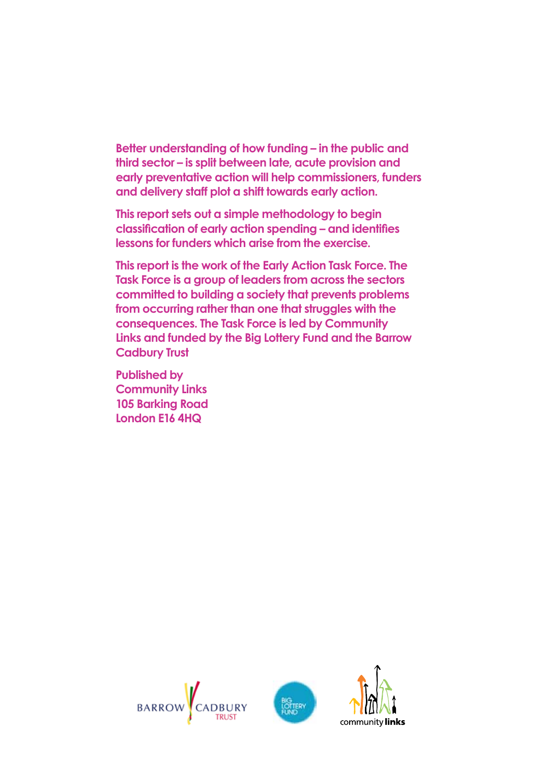**Better understanding of how funding – in the public and third sector – is split between late, acute provision and early preventative action will help commissioners, funders and delivery staff plot a shift towards early action.**

**This report sets out a simple methodology to begin classification of early action spending – and identifies lessons for funders which arise from the exercise.**

**This report is the work of the Early Action Task Force. The Task Force is a group of leaders from across the sectors committed to building a society that prevents problems from occurring rather than one that struggles with the consequences. The Task Force is led by Community Links and funded by the Big Lottery Fund and the Barrow Cadbury Trust**

**Published by**
**Community Links**
**105 Barking Road**
**London E16 4HQ**

BARROW CADBURY TRUST

BIG LOTTERY FUND

community links